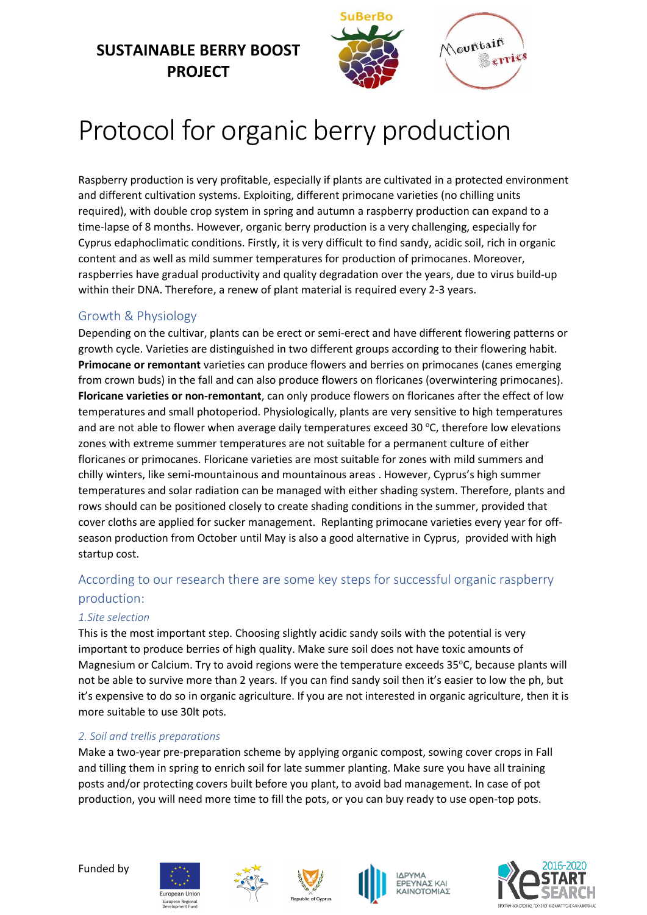**SUSTAINABLE BERRY BOOST PROJECT**

# Protocol for organic berry production

Raspberry production is very profitable, especially if plants are cultivated in a protected environment and different cultivation systems. Exploiting, different primocane varieties (no chilling units required), with double crop system in spring and autumn a raspberry production can expand to a time-lapse of 8 months. However, organic berry production is a very challenging, especially for Cyprus edaphoclimatic conditions. Firstly, it is very difficult to find sandy, acidic soil, rich in organic content and as well as mild summer temperatures for production of primocanes. Moreover, raspberries have gradual productivity and quality degradation over the years, due to virus build-up within their DNA. Therefore, a renew of plant material is required every 2-3 years.

## Growth & Physiology

Depending on the cultivar, plants can be erect or semi-erect and have different flowering patterns or growth cycle. Varieties are distinguished in two different groups according to their flowering habit. **Primocane or remontant** varieties can produce flowers and berries on primocanes (canes emerging from crown buds) in the fall and can also produce flowers on floricanes (overwintering primocanes). **Floricane varieties or non-remontant**, can only produce flowers on floricanes after the effect of low temperatures and small photoperiod. Physiologically, plants are very sensitive to high temperatures and are not able to flower when average daily temperatures exceed 30 °C, therefore low elevations zones with extreme summer temperatures are not suitable for a permanent culture of either floricanes or primocanes. Floricane varieties are most suitable for zones with mild summers and chilly winters, like semi-mountainous and mountainous areas . However, Cyprus's high summer temperatures and solar radiation can be managed with either shading system. Therefore, plants and rows should can be positioned closely to create shading conditions in the summer, provided that cover cloths are applied for sucker management. Replanting primocane varieties every year for off-season production from October until May is also a good alternative in Cyprus, provided with high startup cost.

## According to our research there are some key steps for successful organic raspberry production:

### *1.Site selection*

This is the most important step. Choosing slightly acidic sandy soils with the potential is very important to produce berries of high quality. Make sure soil does not have toxic amounts of Magnesium or Calcium. Try to avoid regions were the temperature exceeds 35°C, because plants will not be able to survive more than 2 years. If you can find sandy soil then it's easier to low the ph, but it's expensive to do so in organic agriculture. If you are not interested in organic agriculture, then it is more suitable to use 30lt pots.

### *2. Soil and trellis preparations*

Make a two-year pre-preparation scheme by applying organic compost, sowing cover crops in Fall and tilling them in spring to enrich soil for late summer planting. Make sure you have all training posts and/or protecting covers built before you plant, to avoid bad management. In case of pot production, you will need more time to fill the pots, or you can buy ready to use open-top pots.

Funded by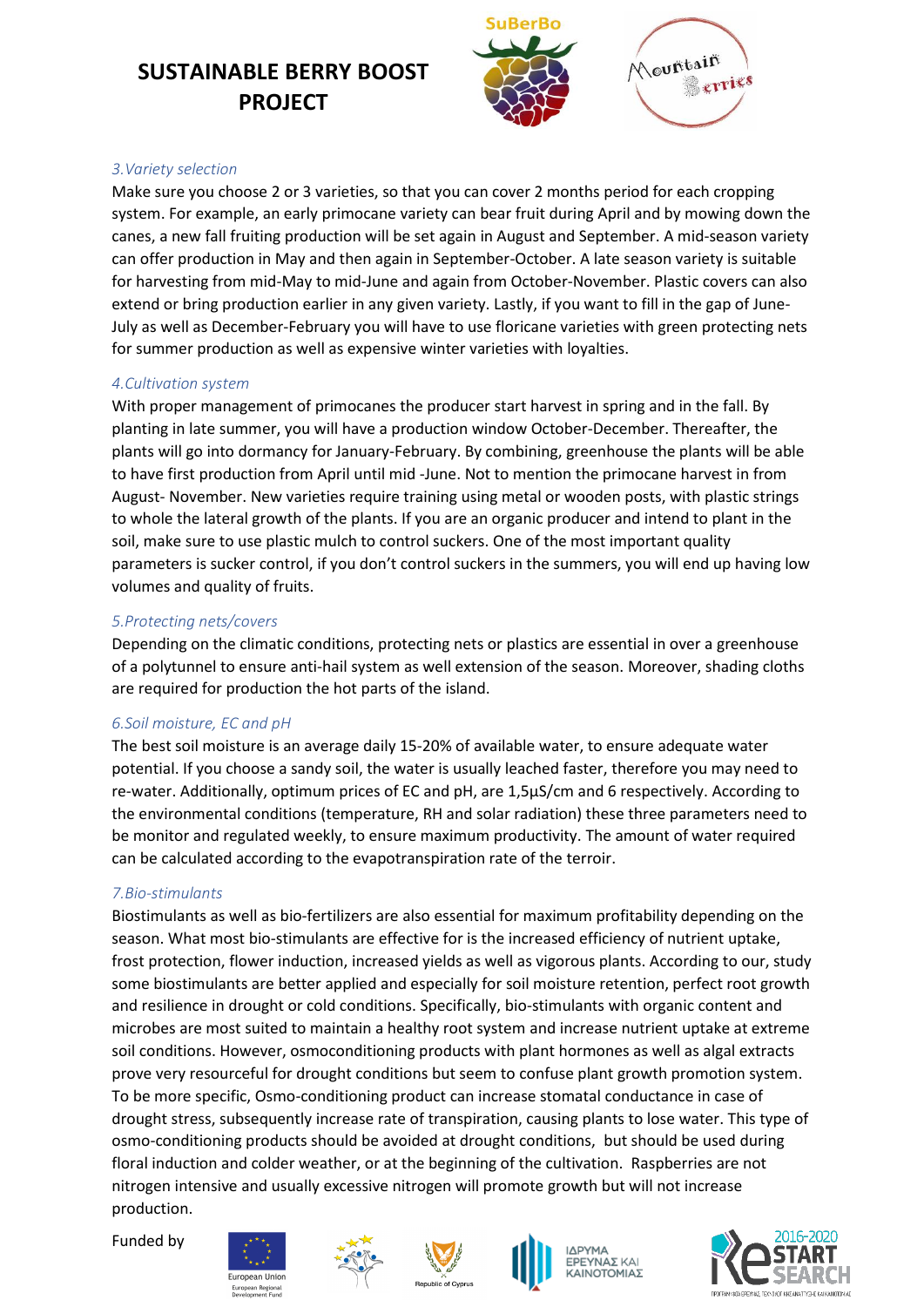### 3. Variety selection

Make sure you choose 2 or 3 varieties, so that you can cover 2 months period for each cropping system. For example, an early primocane variety can bear fruit during April and by mowing down the canes, a new fall fruiting production will be set again in August and September. A mid-season variety can offer production in May and then again in September-October. A late season variety is suitable for harvesting from mid-May to mid-June and again from October-November. Plastic covers can also extend or bring production earlier in any given variety. Lastly, if you want to fill in the gap of June-July as well as December-February you will have to use floricane varieties with green protecting nets for summer production as well as expensive winter varieties with loyalties.

### 4. Cultivation system

With proper management of primocanes the producer start harvest in spring and in the fall. By planting in late summer, you will have a production window October-December. Thereafter, the plants will go into dormancy for January-February. By combining, greenhouse the plants will be able to have first production from April until mid -June. Not to mention the primocane harvest in from August- November. New varieties require training using metal or wooden posts, with plastic strings to whole the lateral growth of the plants. If you are an organic producer and intend to plant in the soil, make sure to use plastic mulch to control suckers. One of the most important quality parameters is sucker control, if you don't control suckers in the summers, you will end up having low volumes and quality of fruits.

### 5. Protecting nets/covers

Depending on the climatic conditions, protecting nets or plastics are essential in over a greenhouse of a polytunnel to ensure anti-hail system as well extension of the season. Moreover, shading cloths are required for production the hot parts of the island.

### 6. Soil moisture, EC and pH

The best soil moisture is an average daily 15-20% of available water, to ensure adequate water potential. If you choose a sandy soil, the water is usually leached faster, therefore you may need to re-water. Additionally, optimum prices of EC and pH, are 1,5μS/cm and 6 respectively. According to the environmental conditions (temperature, RH and solar radiation) these three parameters need to be monitor and regulated weekly, to ensure maximum productivity. The amount of water required can be calculated according to the evapotranspiration rate of the terroir.

### 7. Bio-stimulants

Biostimulants as well as bio-fertilizers are also essential for maximum profitability depending on the season. What most bio-stimulants are effective for is the increased efficiency of nutrient uptake, frost protection, flower induction, increased yields as well as vigorous plants. According to our, study some biostimulants are better applied and especially for soil moisture retention, perfect root growth and resilience in drought or cold conditions. Specifically, bio-stimulants with organic content and microbes are most suited to maintain a healthy root system and increase nutrient uptake at extreme soil conditions. However, osmoconditioning products with plant hormones as well as algal extracts prove very resourceful for drought conditions but seem to confuse plant growth promotion system. To be more specific, Osmo-conditioning product can increase stomatal conductance in case of drought stress, subsequently increase rate of transpiration, causing plants to lose water. This type of osmo-conditioning products should be avoided at drought conditions, but should be used during floral induction and colder weather, or at the beginning of the cultivation. Raspberries are not nitrogen intensive and usually excessive nitrogen will promote growth but will not increase production.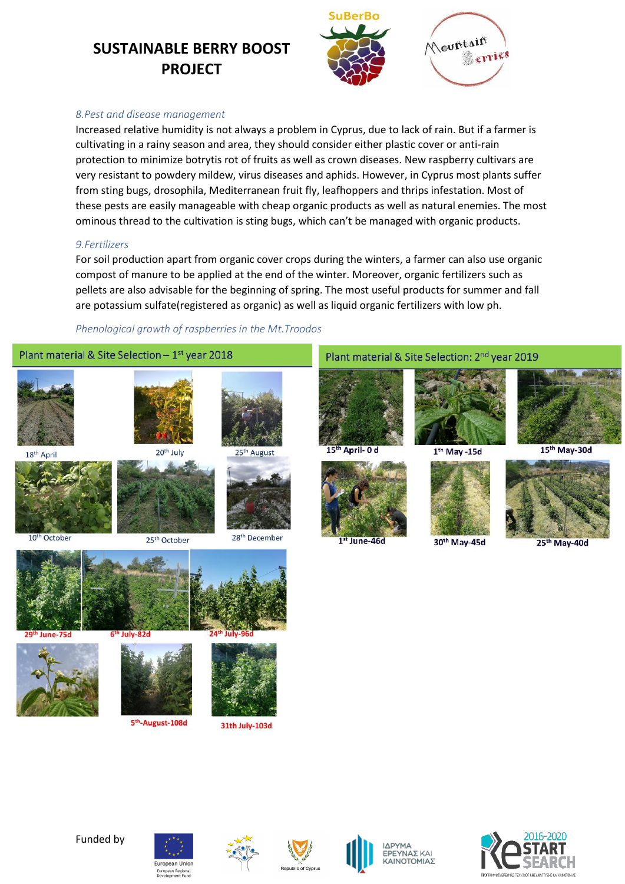# SUSTAINABLE BERRY BOOST PROJECT

*8.Pest and disease management*

Increased relative humidity is not always a problem in Cyprus, due to lack of rain. But if a farmer is cultivating in a rainy season and area, they should consider either plastic cover or anti-rain protection to minimize botrytis rot of fruits as well as crown diseases. New raspberry cultivars are very resistant to powdery mildew, virus diseases and aphids. However, in Cyprus most plants suffer from sting bugs, drosophila, Mediterranean fruit fly, leafhoppers and thrips infestation. Most of these pests are easily manageable with cheap organic products as well as natural enemies. The most ominous thread to the cultivation is sting bugs, which can't be managed with organic products.

*9.Fertilizers*

For soil production apart from organic cover crops during the winters, a farmer can also use organic compost of manure to be applied at the end of the winter. Moreover, organic fertilizers such as pellets are also advisable for the beginning of spring. The most useful products for summer and fall are potassium sulfate(registered as organic) as well as liquid organic fertilizers with low ph.

*Phenological growth of raspberries in the Mt.Troodos*

Plant material & Site Selection – 1st year 2018

18th April

20th July

25th August

10th October

25th October

28th December

29th June-75d

6th July-82d

24th July-96d

5th-August-108d

31th July-103d

Plant material & Site Selection: 2nd year 2019

15th April- 0 d

1th May -15d

15th May-30d

1st June-46d

30th May-45d

25th May-40d

Funded by